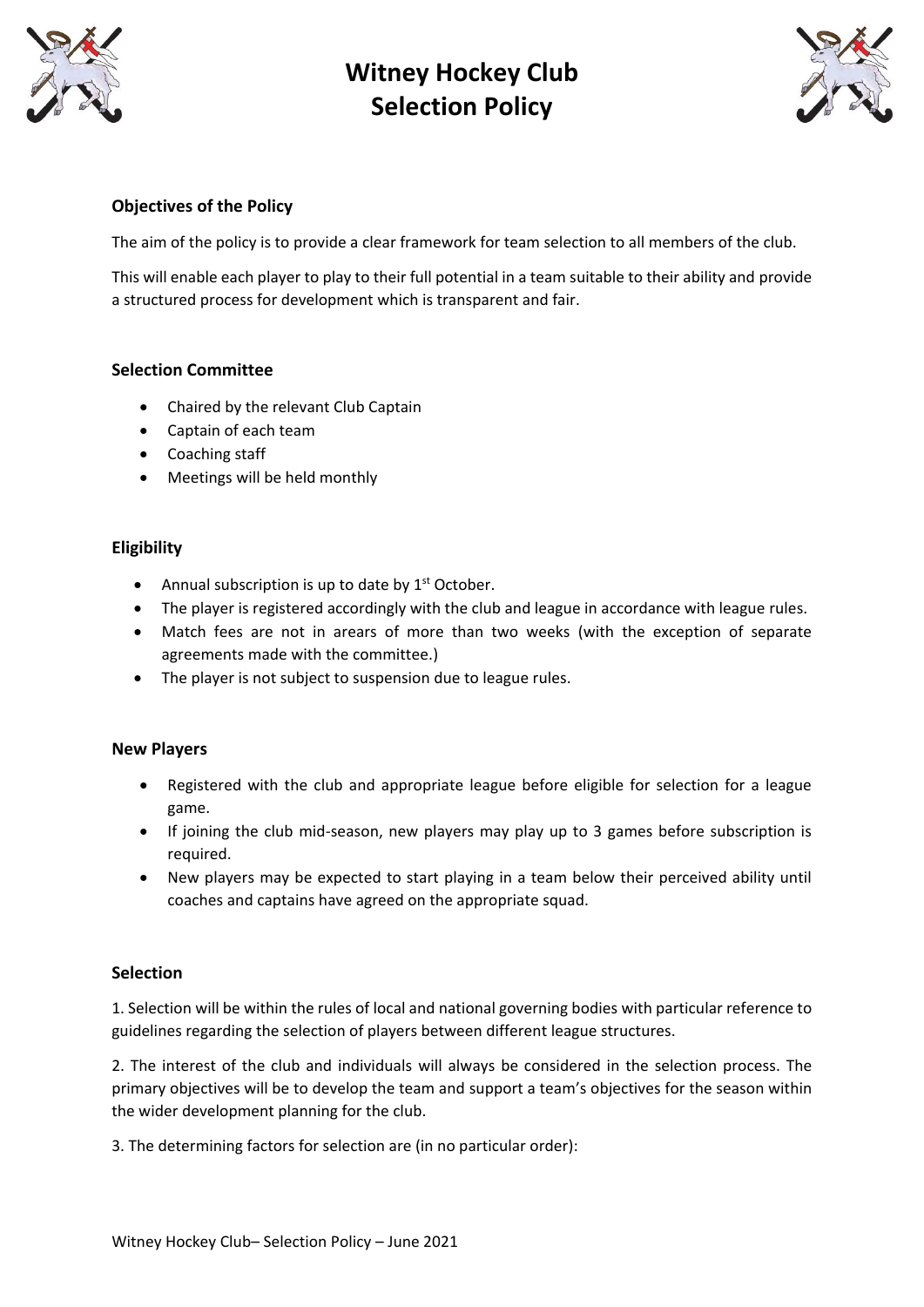# Witney Hockey Club
# Selection Policy

### Objectives of the Policy

The aim of the policy is to provide a clear framework for team selection to all members of the club.

This will enable each player to play to their full potential in a team suitable to their ability and provide a structured process for development which is transparent and fair.

### Selection Committee

- Chaired by the relevant Club Captain
- Captain of each team
- Coaching staff
- Meetings will be held monthly

### Eligibility

- Annual subscription is up to date by 1st October.
- The player is registered accordingly with the club and league in accordance with league rules.
- Match fees are not in arears of more than two weeks (with the exception of separate agreements made with the committee.)
- The player is not subject to suspension due to league rules.

### New Players

- Registered with the club and appropriate league before eligible for selection for a league game.
- If joining the club mid-season, new players may play up to 3 games before subscription is required.
- New players may be expected to start playing in a team below their perceived ability until coaches and captains have agreed on the appropriate squad.

### Selection

1. Selection will be within the rules of local and national governing bodies with particular reference to guidelines regarding the selection of players between different league structures.

2. The interest of the club and individuals will always be considered in the selection process. The primary objectives will be to develop the team and support a team's objectives for the season within the wider development planning for the club.

3. The determining factors for selection are (in no particular order):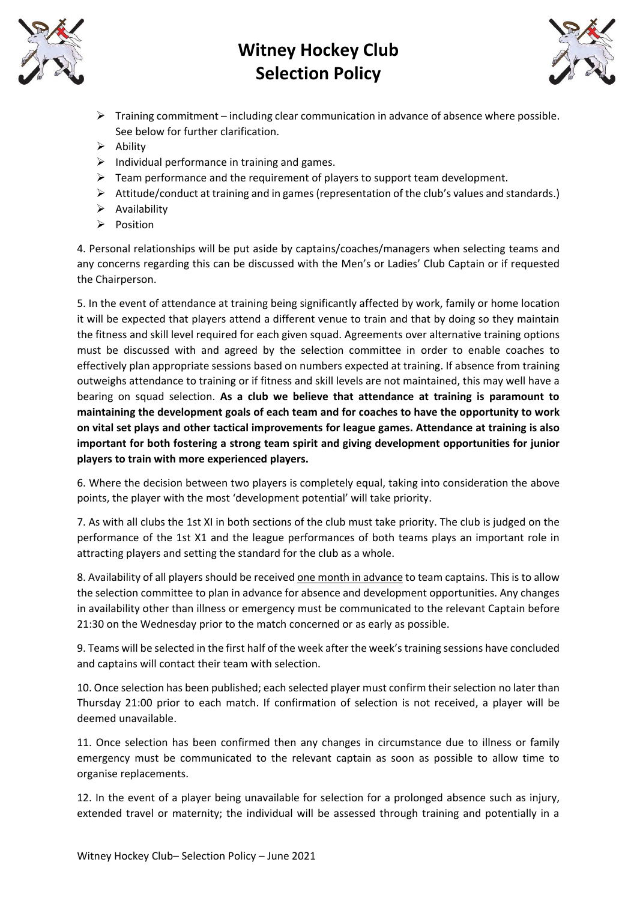- Training commitment – including clear communication in advance of absence where possible. See below for further clarification.
- Ability
- Individual performance in training and games.
- Team performance and the requirement of players to support team development.
- Attitude/conduct at training and in games (representation of the club's values and standards.)
- Availability
- Position

4. Personal relationships will be put aside by captains/coaches/managers when selecting teams and any concerns regarding this can be discussed with the Men's or Ladies' Club Captain or if requested the Chairperson.

5. In the event of attendance at training being significantly affected by work, family or home location it will be expected that players attend a different venue to train and that by doing so they maintain the fitness and skill level required for each given squad. Agreements over alternative training options must be discussed with and agreed by the selection committee in order to enable coaches to effectively plan appropriate sessions based on numbers expected at training. If absence from training outweighs attendance to training or if fitness and skill levels are not maintained, this may well have a bearing on squad selection. **As a club we believe that attendance at training is paramount to maintaining the development goals of each team and for coaches to have the opportunity to work on vital set plays and other tactical improvements for league games. Attendance at training is also important for both fostering a strong team spirit and giving development opportunities for junior players to train with more experienced players.**

6. Where the decision between two players is completely equal, taking into consideration the above points, the player with the most 'development potential' will take priority.

7. As with all clubs the 1st XI in both sections of the club must take priority. The club is judged on the performance of the 1st X1 and the league performances of both teams plays an important role in attracting players and setting the standard for the club as a whole.

8. Availability of all players should be received <u>one month in advance</u> to team captains. This is to allow the selection committee to plan in advance for absence and development opportunities. Any changes in availability other than illness or emergency must be communicated to the relevant Captain before 21:30 on the Wednesday prior to the match concerned or as early as possible.

9. Teams will be selected in the first half of the week after the week's training sessions have concluded and captains will contact their team with selection.

10. Once selection has been published; each selected player must confirm their selection no later than Thursday 21:00 prior to each match. If confirmation of selection is not received, a player will be deemed unavailable.

11. Once selection has been confirmed then any changes in circumstance due to illness or family emergency must be communicated to the relevant captain as soon as possible to allow time to organise replacements.

12. In the event of a player being unavailable for selection for a prolonged absence such as injury, extended travel or maternity; the individual will be assessed through training and potentially in a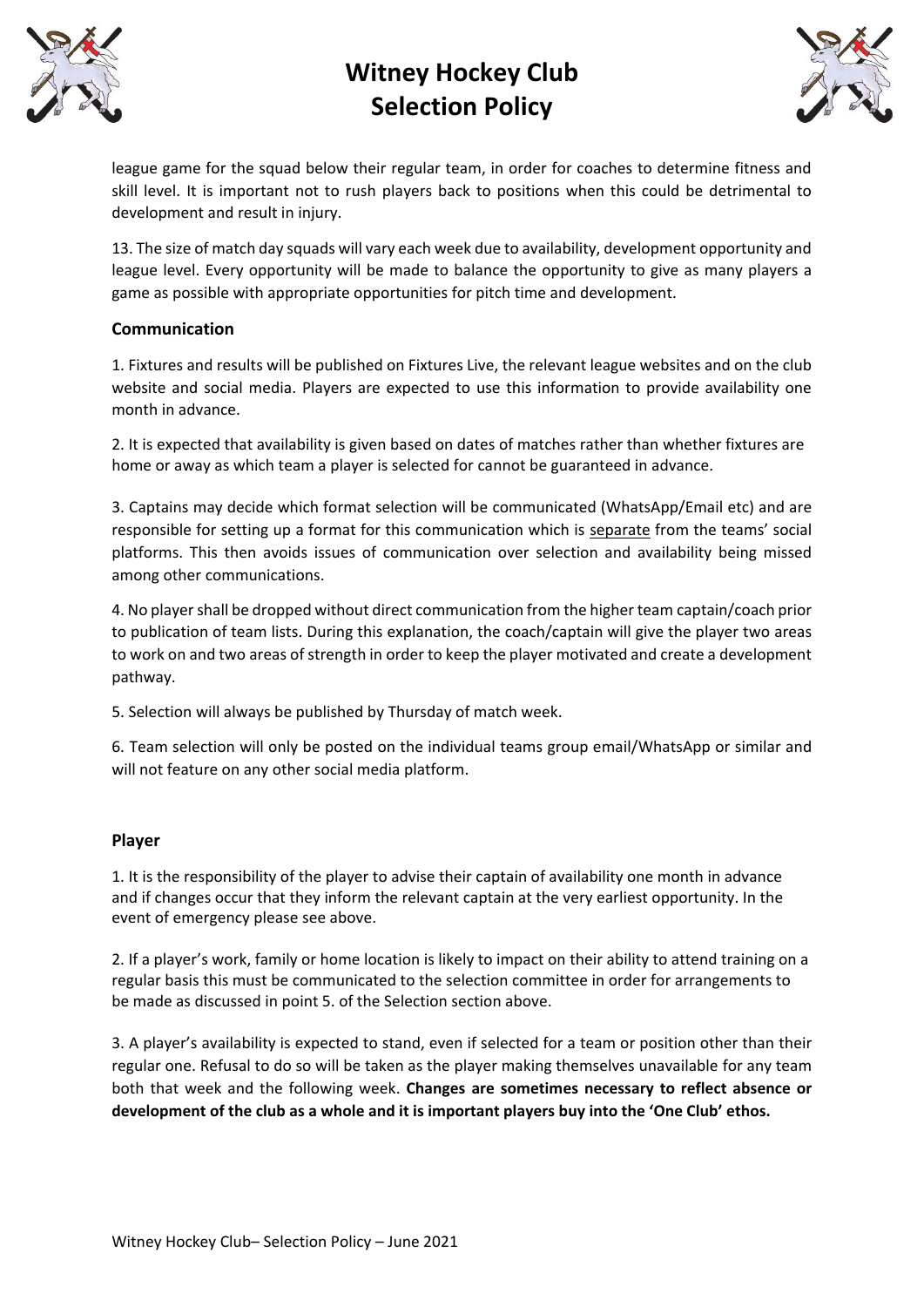league game for the squad below their regular team, in order for coaches to determine fitness and skill level. It is important not to rush players back to positions when this could be detrimental to development and result in injury.

13. The size of match day squads will vary each week due to availability, development opportunity and league level. Every opportunity will be made to balance the opportunity to give as many players a game as possible with appropriate opportunities for pitch time and development.

### Communication

1. Fixtures and results will be published on Fixtures Live, the relevant league websites and on the club website and social media. Players are expected to use this information to provide availability one month in advance.

2. It is expected that availability is given based on dates of matches rather than whether fixtures are home or away as which team a player is selected for cannot be guaranteed in advance.

3. Captains may decide which format selection will be communicated (WhatsApp/Email etc) and are responsible for setting up a format for this communication which is <u>separate</u> from the teams' social platforms. This then avoids issues of communication over selection and availability being missed among other communications.

4. No player shall be dropped without direct communication from the higher team captain/coach prior to publication of team lists. During this explanation, the coach/captain will give the player two areas to work on and two areas of strength in order to keep the player motivated and create a development pathway.

5. Selection will always be published by Thursday of match week.

6. Team selection will only be posted on the individual teams group email/WhatsApp or similar and will not feature on any other social media platform.

### Player

1. It is the responsibility of the player to advise their captain of availability one month in advance and if changes occur that they inform the relevant captain at the very earliest opportunity. In the event of emergency please see above.

2. If a player's work, family or home location is likely to impact on their ability to attend training on a regular basis this must be communicated to the selection committee in order for arrangements to be made as discussed in point 5. of the Selection section above.

3. A player's availability is expected to stand, even if selected for a team or position other than their regular one. Refusal to do so will be taken as the player making themselves unavailable for any team both that week and the following week. **Changes are sometimes necessary to reflect absence or development of the club as a whole and it is important players buy into the 'One Club' ethos.**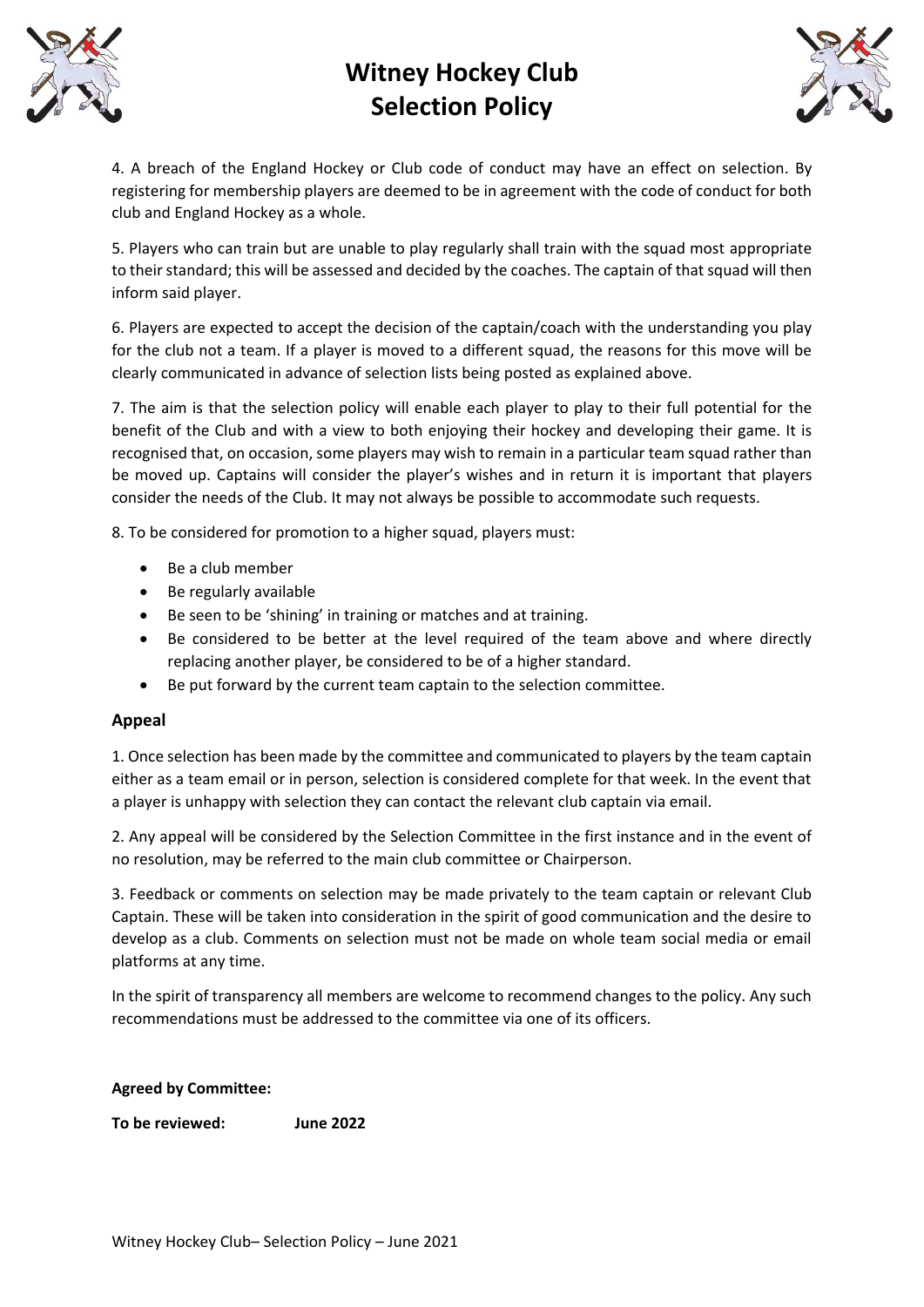4. A breach of the England Hockey or Club code of conduct may have an effect on selection. By registering for membership players are deemed to be in agreement with the code of conduct for both club and England Hockey as a whole.

5. Players who can train but are unable to play regularly shall train with the squad most appropriate to their standard; this will be assessed and decided by the coaches. The captain of that squad will then inform said player.

6. Players are expected to accept the decision of the captain/coach with the understanding you play for the club not a team. If a player is moved to a different squad, the reasons for this move will be clearly communicated in advance of selection lists being posted as explained above.

7. The aim is that the selection policy will enable each player to play to their full potential for the benefit of the Club and with a view to both enjoying their hockey and developing their game. It is recognised that, on occasion, some players may wish to remain in a particular team squad rather than be moved up. Captains will consider the player's wishes and in return it is important that players consider the needs of the Club. It may not always be possible to accommodate such requests.

8. To be considered for promotion to a higher squad, players must:

- Be a club member
- Be regularly available
- Be seen to be 'shining' in training or matches and at training.
- Be considered to be better at the level required of the team above and where directly replacing another player, be considered to be of a higher standard.
- Be put forward by the current team captain to the selection committee.

## Appeal

1. Once selection has been made by the committee and communicated to players by the team captain either as a team email or in person, selection is considered complete for that week. In the event that a player is unhappy with selection they can contact the relevant club captain via email.

2. Any appeal will be considered by the Selection Committee in the first instance and in the event of no resolution, may be referred to the main club committee or Chairperson.

3. Feedback or comments on selection may be made privately to the team captain or relevant Club Captain. These will be taken into consideration in the spirit of good communication and the desire to develop as a club. Comments on selection must not be made on whole team social media or email platforms at any time.

In the spirit of transparency all members are welcome to recommend changes to the policy. Any such recommendations must be addressed to the committee via one of its officers.

**Agreed by Committee:**

**To be reviewed: June 2022**